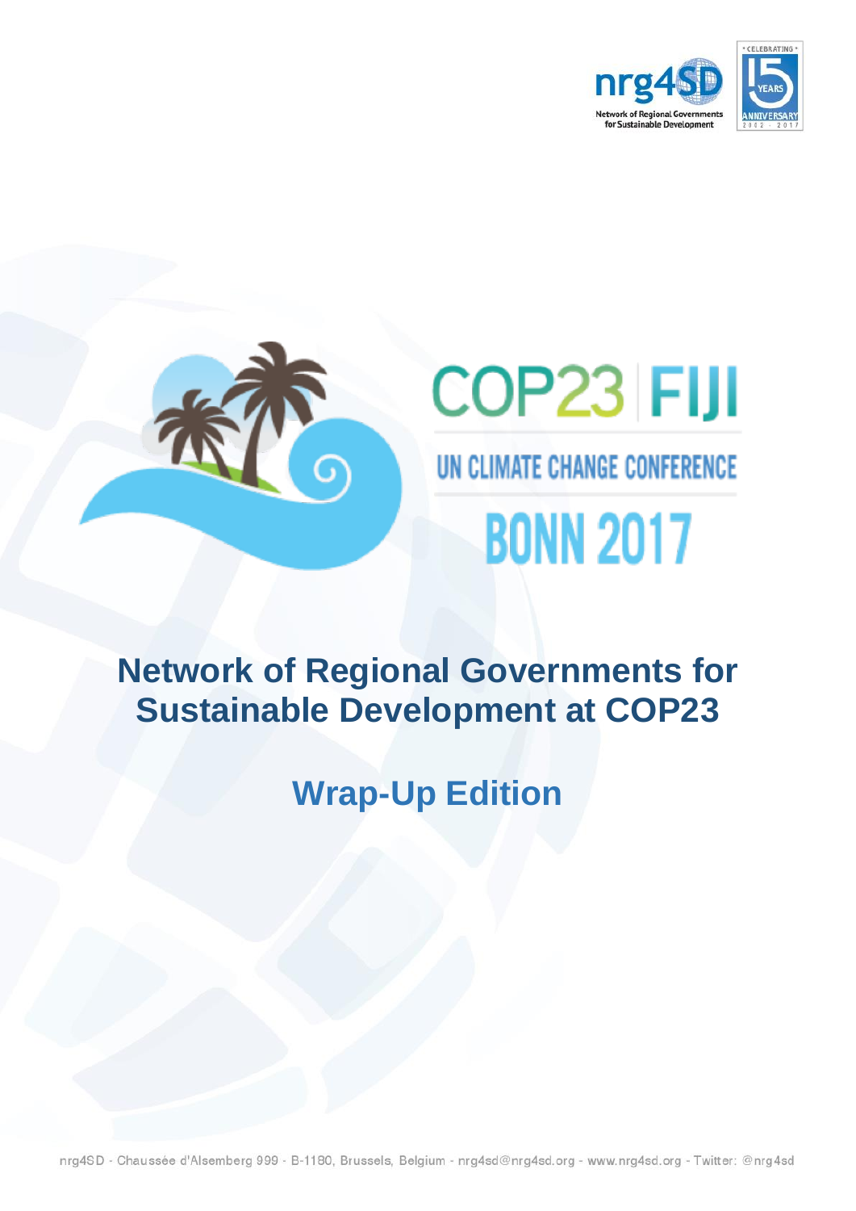COP23 FIJI

UN CLIMATE CHANGE CONFERENCE

BONN 2017

# Network of Regional Governments for Sustainable Development at COP23

## Wrap-Up Edition

nrg4SD - Chaussée d'Alsemberg 999 - B-1180, Brussels, Belgium - nrg4sd@nrg4sd.org - www.nrg4sd.org - Twitter: @nrg4sd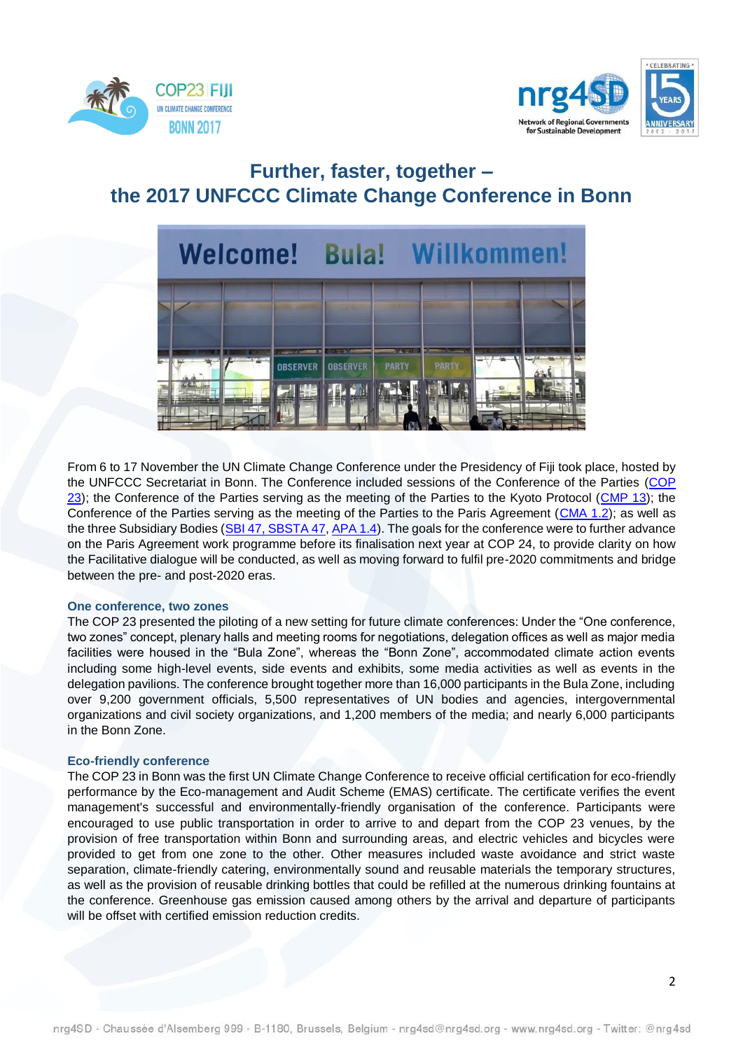# Further, faster, together – the 2017 UNFCCC Climate Change Conference in Bonn

From 6 to 17 November the UN Climate Change Conference under the Presidency of Fiji took place, hosted by the UNFCCC Secretariat in Bonn. The Conference included sessions of the Conference of the Parties (COP 23); the Conference of the Parties serving as the meeting of the Parties to the Kyoto Protocol (CMP 13); the Conference of the Parties serving as the meeting of the Parties to the Paris Agreement (CMA 1.2); as well as the three Subsidiary Bodies (SBI 47, SBSTA 47, APA 1.4). The goals for the conference were to further advance on the Paris Agreement work programme before its finalisation next year at COP 24, to provide clarity on how the Facilitative dialogue will be conducted, as well as moving forward to fulfil pre-2020 commitments and bridge between the pre- and post-2020 eras.

### One conference, two zones

The COP 23 presented the piloting of a new setting for future climate conferences: Under the "One conference, two zones" concept, plenary halls and meeting rooms for negotiations, delegation offices as well as major media facilities were housed in the "Bula Zone", whereas the "Bonn Zone", accommodated climate action events including some high-level events, side events and exhibits, some media activities as well as events in the delegation pavilions. The conference brought together more than 16,000 participants in the Bula Zone, including over 9,200 government officials, 5,500 representatives of UN bodies and agencies, intergovernmental organizations and civil society organizations, and 1,200 members of the media; and nearly 6,000 participants in the Bonn Zone.

### Eco-friendly conference

The COP 23 in Bonn was the first UN Climate Change Conference to receive official certification for eco-friendly performance by the Eco-management and Audit Scheme (EMAS) certificate. The certificate verifies the event management's successful and environmentally-friendly organisation of the conference. Participants were encouraged to use public transportation in order to arrive to and depart from the COP 23 venues, by the provision of free transportation within Bonn and surrounding areas, and electric vehicles and bicycles were provided to get from one zone to the other. Other measures included waste avoidance and strict waste separation, climate-friendly catering, environmentally sound and reusable materials the temporary structures, as well as the provision of reusable drinking bottles that could be refilled at the numerous drinking fountains at the conference. Greenhouse gas emission caused among others by the arrival and departure of participants will be offset with certified emission reduction credits.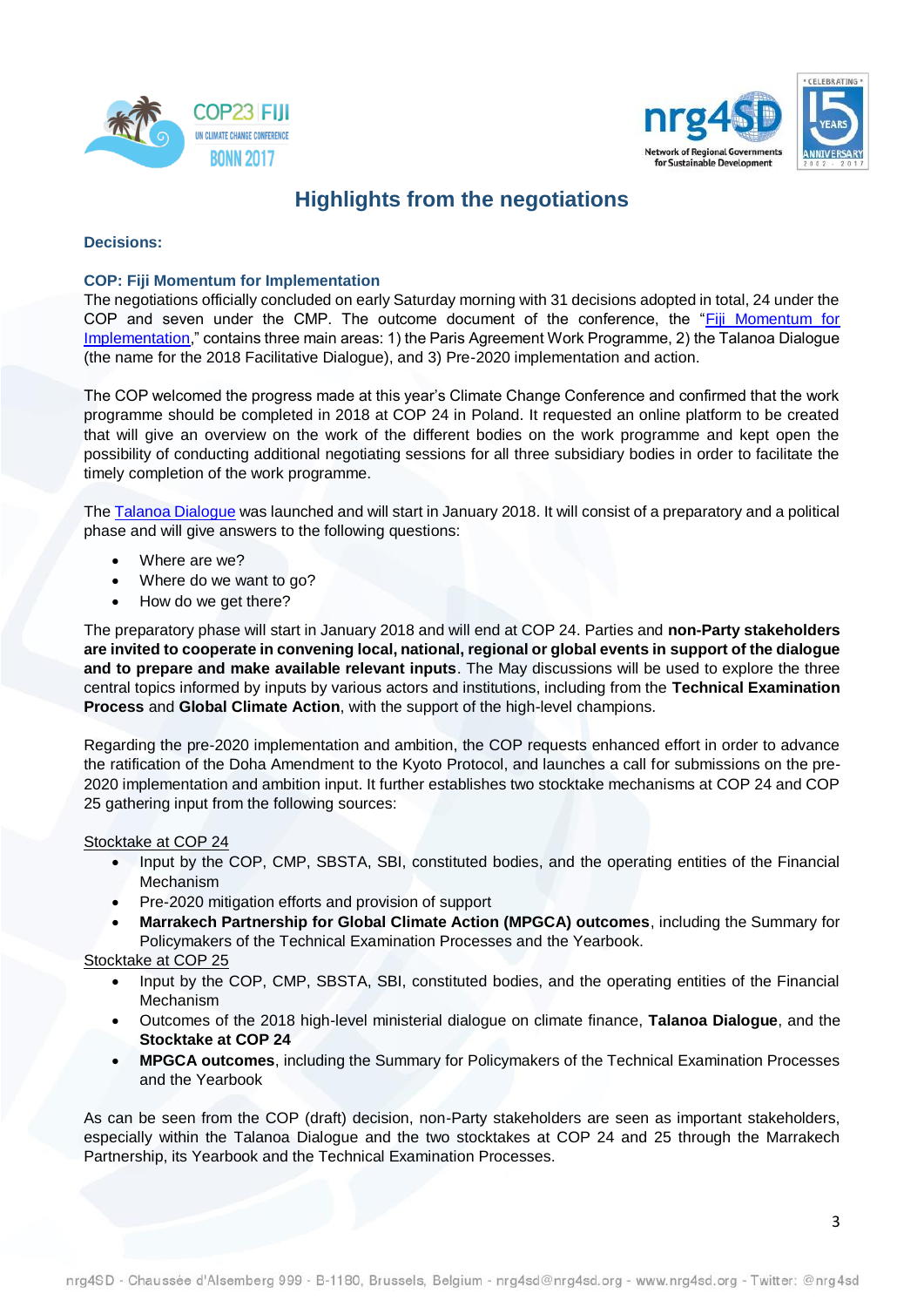# Highlights from the negotiations

## Decisions:

### COP: Fiji Momentum for Implementation

The negotiations officially concluded on early Saturday morning with 31 decisions adopted in total, 24 under the COP and seven under the CMP. The outcome document of the conference, the "Fiji Momentum for Implementation," contains three main areas: 1) the Paris Agreement Work Programme, 2) the Talanoa Dialogue (the name for the 2018 Facilitative Dialogue), and 3) Pre-2020 implementation and action.

The COP welcomed the progress made at this year's Climate Change Conference and confirmed that the work programme should be completed in 2018 at COP 24 in Poland. It requested an online platform to be created that will give an overview on the work of the different bodies on the work programme and kept open the possibility of conducting additional negotiating sessions for all three subsidiary bodies in order to facilitate the timely completion of the work programme.

The Talanoa Dialogue was launched and will start in January 2018. It will consist of a preparatory and a political phase and will give answers to the following questions:

- Where are we?
- Where do we want to go?
- How do we get there?

The preparatory phase will start in January 2018 and will end at COP 24. Parties and **non-Party stakeholders are invited to cooperate in convening local, national, regional or global events in support of the dialogue and to prepare and make available relevant inputs**. The May discussions will be used to explore the three central topics informed by inputs by various actors and institutions, including from the **Technical Examination Process** and **Global Climate Action**, with the support of the high-level champions.

Regarding the pre-2020 implementation and ambition, the COP requests enhanced effort in order to advance the ratification of the Doha Amendment to the Kyoto Protocol, and launches a call for submissions on the pre-2020 implementation and ambition input. It further establishes two stocktake mechanisms at COP 24 and COP 25 gathering input from the following sources:

Stocktake at COP 24

- Input by the COP, CMP, SBSTA, SBI, constituted bodies, and the operating entities of the Financial Mechanism
- Pre-2020 mitigation efforts and provision of support
- **Marrakech Partnership for Global Climate Action (MPGCA) outcomes**, including the Summary for Policymakers of the Technical Examination Processes and the Yearbook.

Stocktake at COP 25

- Input by the COP, CMP, SBSTA, SBI, constituted bodies, and the operating entities of the Financial Mechanism
- Outcomes of the 2018 high-level ministerial dialogue on climate finance, **Talanoa Dialogue**, and the **Stocktake at COP 24**
- **MPGCA outcomes**, including the Summary for Policymakers of the Technical Examination Processes and the Yearbook

As can be seen from the COP (draft) decision, non-Party stakeholders are seen as important stakeholders, especially within the Talanoa Dialogue and the two stocktakes at COP 24 and 25 through the Marrakech Partnership, its Yearbook and the Technical Examination Processes.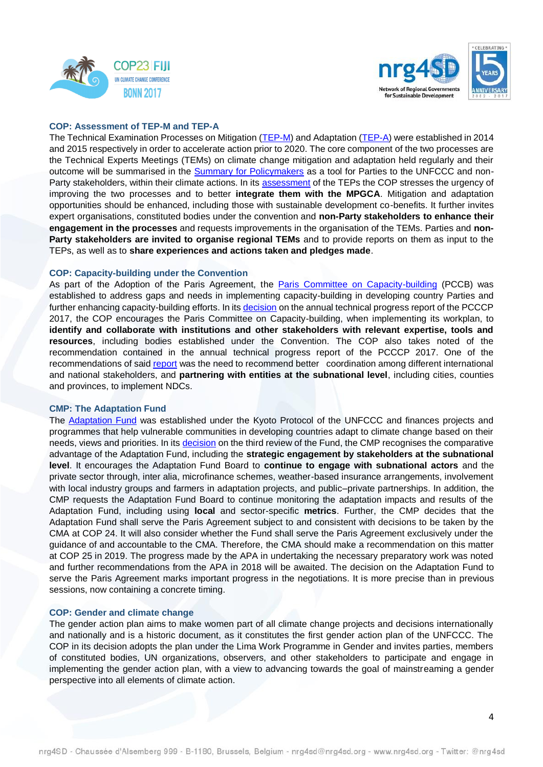### COP: Assessment of TEP-M and TEP-A

The Technical Examination Processes on Mitigation (TEP-M) and Adaptation (TEP-A) were established in 2014 and 2015 respectively in order to accelerate action prior to 2020. The core component of the two processes are the Technical Experts Meetings (TEMs) on climate change mitigation and adaptation held regularly and their outcome will be summarised in the Summary for Policymakers as a tool for Parties to the UNFCCC and non-Party stakeholders, within their climate actions. In its assessment of the TEPs the COP stresses the urgency of improving the two processes and to better **integrate them with the MPGCA**. Mitigation and adaptation opportunities should be enhanced, including those with sustainable development co-benefits. It further invites expert organisations, constituted bodies under the convention and **non-Party stakeholders to enhance their engagement in the processes** and requests improvements in the organisation of the TEMs. Parties and **non-Party stakeholders are invited to organise regional TEMs** and to provide reports on them as input to the TEPs, as well as to **share experiences and actions taken and pledges made**.

### COP: Capacity-building under the Convention

As part of the Adoption of the Paris Agreement, the Paris Committee on Capacity-building (PCCB) was established to address gaps and needs in implementing capacity-building in developing country Parties and further enhancing capacity-building efforts. In its decision on the annual technical progress report of the PCCCP 2017, the COP encourages the Paris Committee on Capacity-building, when implementing its workplan, to **identify and collaborate with institutions and other stakeholders with relevant expertise, tools and resources**, including bodies established under the Convention. The COP also takes noted of the recommendation contained in the annual technical progress report of the PCCCP 2017. One of the recommendations of said report was the need to recommend better coordination among different international and national stakeholders, and **partnering with entities at the subnational level**, including cities, counties and provinces, to implement NDCs.

### CMP: The Adaptation Fund

The Adaptation Fund was established under the Kyoto Protocol of the UNFCCC and finances projects and programmes that help vulnerable communities in developing countries adapt to climate change based on their needs, views and priorities. In its decision on the third review of the Fund, the CMP recognises the comparative advantage of the Adaptation Fund, including the **strategic engagement by stakeholders at the subnational level**. It encourages the Adaptation Fund Board to **continue to engage with subnational actors** and the private sector through, inter alia, microfinance schemes, weather-based insurance arrangements, involvement with local industry groups and farmers in adaptation projects, and public–private partnerships. In addition, the CMP requests the Adaptation Fund Board to continue monitoring the adaptation impacts and results of the Adaptation Fund, including using **local** and sector-specific **metrics**. Further, the CMP decides that the Adaptation Fund shall serve the Paris Agreement subject to and consistent with decisions to be taken by the CMA at COP 24. It will also consider whether the Fund shall serve the Paris Agreement exclusively under the guidance of and accountable to the CMA. Therefore, the CMA should make a recommendation on this matter at COP 25 in 2019. The progress made by the APA in undertaking the necessary preparatory work was noted and further recommendations from the APA in 2018 will be awaited. The decision on the Adaptation Fund to serve the Paris Agreement marks important progress in the negotiations. It is more precise than in previous sessions, now containing a concrete timing.

### COP: Gender and climate change

The gender action plan aims to make women part of all climate change projects and decisions internationally and nationally and is a historic document, as it constitutes the first gender action plan of the UNFCCC. The COP in its decision adopts the plan under the Lima Work Programme in Gender and invites parties, members of constituted bodies, UN organizations, observers, and other stakeholders to participate and engage in implementing the gender action plan, with a view to advancing towards the goal of mainstreaming a gender perspective into all elements of climate action.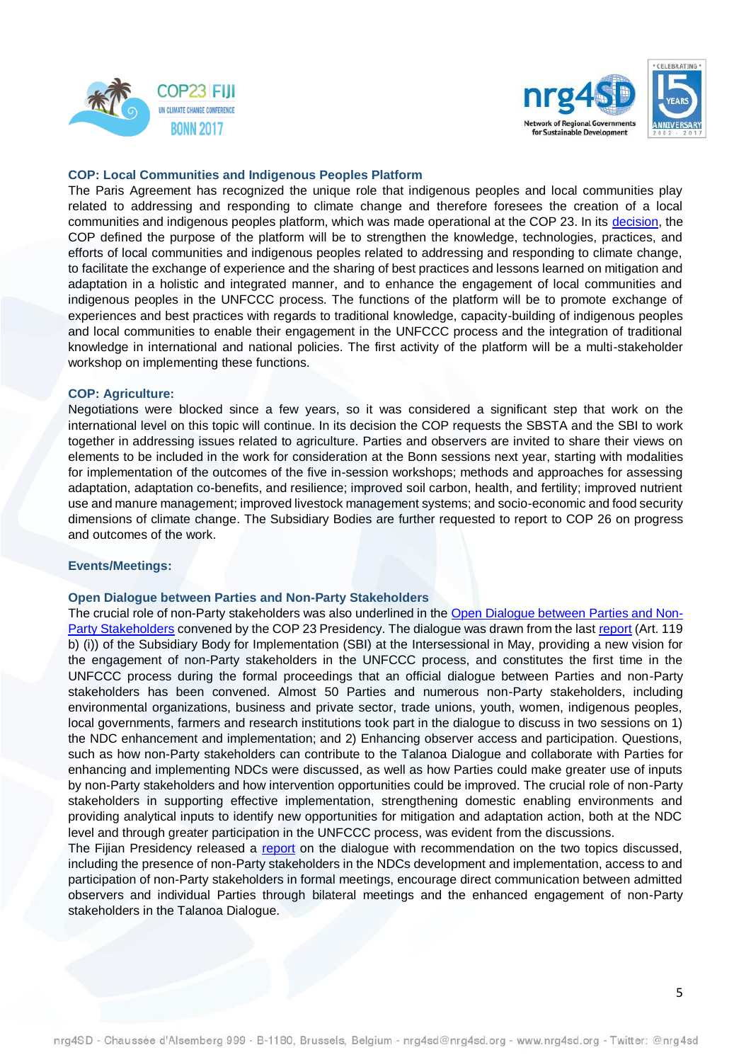### COP: Local Communities and Indigenous Peoples Platform

The Paris Agreement has recognized the unique role that indigenous peoples and local communities play related to addressing and responding to climate change and therefore foresees the creation of a local communities and indigenous peoples platform, which was made operational at the COP 23. In its decision, the COP defined the purpose of the platform will be to strengthen the knowledge, technologies, practices, and efforts of local communities and indigenous peoples related to addressing and responding to climate change, to facilitate the exchange of experience and the sharing of best practices and lessons learned on mitigation and adaptation in a holistic and integrated manner, and to enhance the engagement of local communities and indigenous peoples in the UNFCCC process. The functions of the platform will be to promote exchange of experiences and best practices with regards to traditional knowledge, capacity-building of indigenous peoples and local communities to enable their engagement in the UNFCCC process and the integration of traditional knowledge in international and national policies. The first activity of the platform will be a multi-stakeholder workshop on implementing these functions.

### COP: Agriculture:

Negotiations were blocked since a few years, so it was considered a significant step that work on the international level on this topic will continue. In its decision the COP requests the SBSTA and the SBI to work together in addressing issues related to agriculture. Parties and observers are invited to share their views on elements to be included in the work for consideration at the Bonn sessions next year, starting with modalities for implementation of the outcomes of the five in-session workshops; methods and approaches for assessing adaptation, adaptation co-benefits, and resilience; improved soil carbon, health, and fertility; improved nutrient use and manure management; improved livestock management systems; and socio-economic and food security dimensions of climate change. The Subsidiary Bodies are further requested to report to COP 26 on progress and outcomes of the work.

### Events/Meetings:

### Open Dialogue between Parties and Non-Party Stakeholders

The crucial role of non-Party stakeholders was also underlined in the Open Dialogue between Parties and Non-Party Stakeholders convened by the COP 23 Presidency. The dialogue was drawn from the last report (Art. 119 b) (i)) of the Subsidiary Body for Implementation (SBI) at the Intersessional in May, providing a new vision for the engagement of non-Party stakeholders in the UNFCCC process, and constitutes the first time in the UNFCCC process during the formal proceedings that an official dialogue between Parties and non-Party stakeholders has been convened. Almost 50 Parties and numerous non-Party stakeholders, including environmental organizations, business and private sector, trade unions, youth, women, indigenous peoples, local governments, farmers and research institutions took part in the dialogue to discuss in two sessions on 1) the NDC enhancement and implementation; and 2) Enhancing observer access and participation. Questions, such as how non-Party stakeholders can contribute to the Talanoa Dialogue and collaborate with Parties for enhancing and implementing NDCs were discussed, as well as how Parties could make greater use of inputs by non-Party stakeholders and how intervention opportunities could be improved. The crucial role of non-Party stakeholders in supporting effective implementation, strengthening domestic enabling environments and providing analytical inputs to identify new opportunities for mitigation and adaptation action, both at the NDC level and through greater participation in the UNFCCC process, was evident from the discussions.

The Fijian Presidency released a report on the dialogue with recommendation on the two topics discussed, including the presence of non-Party stakeholders in the NDCs development and implementation, access to and participation of non-Party stakeholders in formal meetings, encourage direct communication between admitted observers and individual Parties through bilateral meetings and the enhanced engagement of non-Party stakeholders in the Talanoa Dialogue.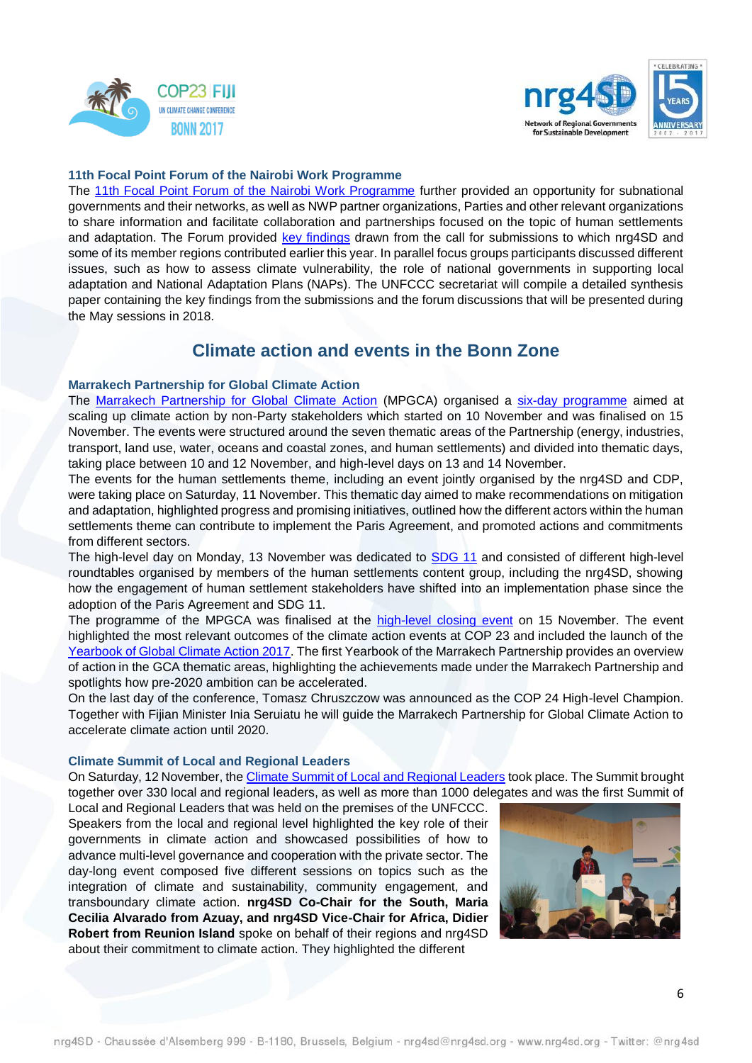### 11th Focal Point Forum of the Nairobi Work Programme

The 11th Focal Point Forum of the Nairobi Work Programme further provided an opportunity for subnational governments and their networks, as well as NWP partner organizations, Parties and other relevant organizations to share information and facilitate collaboration and partnerships focused on the topic of human settlements and adaptation. The Forum provided key findings drawn from the call for submissions to which nrg4SD and some of its member regions contributed earlier this year. In parallel focus groups participants discussed different issues, such as how to assess climate vulnerability, the role of national governments in supporting local adaptation and National Adaptation Plans (NAPs). The UNFCCC secretariat will compile a detailed synthesis paper containing the key findings from the submissions and the forum discussions that will be presented during the May sessions in 2018.

## Climate action and events in the Bonn Zone

### Marrakech Partnership for Global Climate Action

The Marrakech Partnership for Global Climate Action (MPGCA) organised a six-day programme aimed at scaling up climate action by non-Party stakeholders which started on 10 November and was finalised on 15 November. The events were structured around the seven thematic areas of the Partnership (energy, industries, transport, land use, water, oceans and coastal zones, and human settlements) and divided into thematic days, taking place between 10 and 12 November, and high-level days on 13 and 14 November.

The events for the human settlements theme, including an event jointly organised by the nrg4SD and CDP, were taking place on Saturday, 11 November. This thematic day aimed to make recommendations on mitigation and adaptation, highlighted progress and promising initiatives, outlined how the different actors within the human settlements theme can contribute to implement the Paris Agreement, and promoted actions and commitments from different sectors.

The high-level day on Monday, 13 November was dedicated to SDG 11 and consisted of different high-level roundtables organised by members of the human settlements content group, including the nrg4SD, showing how the engagement of human settlement stakeholders have shifted into an implementation phase since the adoption of the Paris Agreement and SDG 11.

The programme of the MPGCA was finalised at the high-level closing event on 15 November. The event highlighted the most relevant outcomes of the climate action events at COP 23 and included the launch of the Yearbook of Global Climate Action 2017. The first Yearbook of the Marrakech Partnership provides an overview of action in the GCA thematic areas, highlighting the achievements made under the Marrakech Partnership and spotlights how pre-2020 ambition can be accelerated.

On the last day of the conference, Tomasz Chruszczow was announced as the COP 24 High-level Champion. Together with Fijian Minister Inia Seruiatu he will guide the Marrakech Partnership for Global Climate Action to accelerate climate action until 2020.

### Climate Summit of Local and Regional Leaders

On Saturday, 12 November, the Climate Summit of Local and Regional Leaders took place. The Summit brought together over 330 local and regional leaders, as well as more than 1000 delegates and was the first Summit of Local and Regional Leaders that was held on the premises of the UNFCCC. Speakers from the local and regional level highlighted the key role of their governments in climate action and showcased possibilities of how to advance multi-level governance and cooperation with the private sector. The day-long event composed five different sessions on topics such as the integration of climate and sustainability, community engagement, and transboundary climate action. **nrg4SD Co-Chair for the South, Maria Cecilia Alvarado from Azuay, and nrg4SD Vice-Chair for Africa, Didier Robert from Reunion Island** spoke on behalf of their regions and nrg4SD about their commitment to climate action. They highlighted the different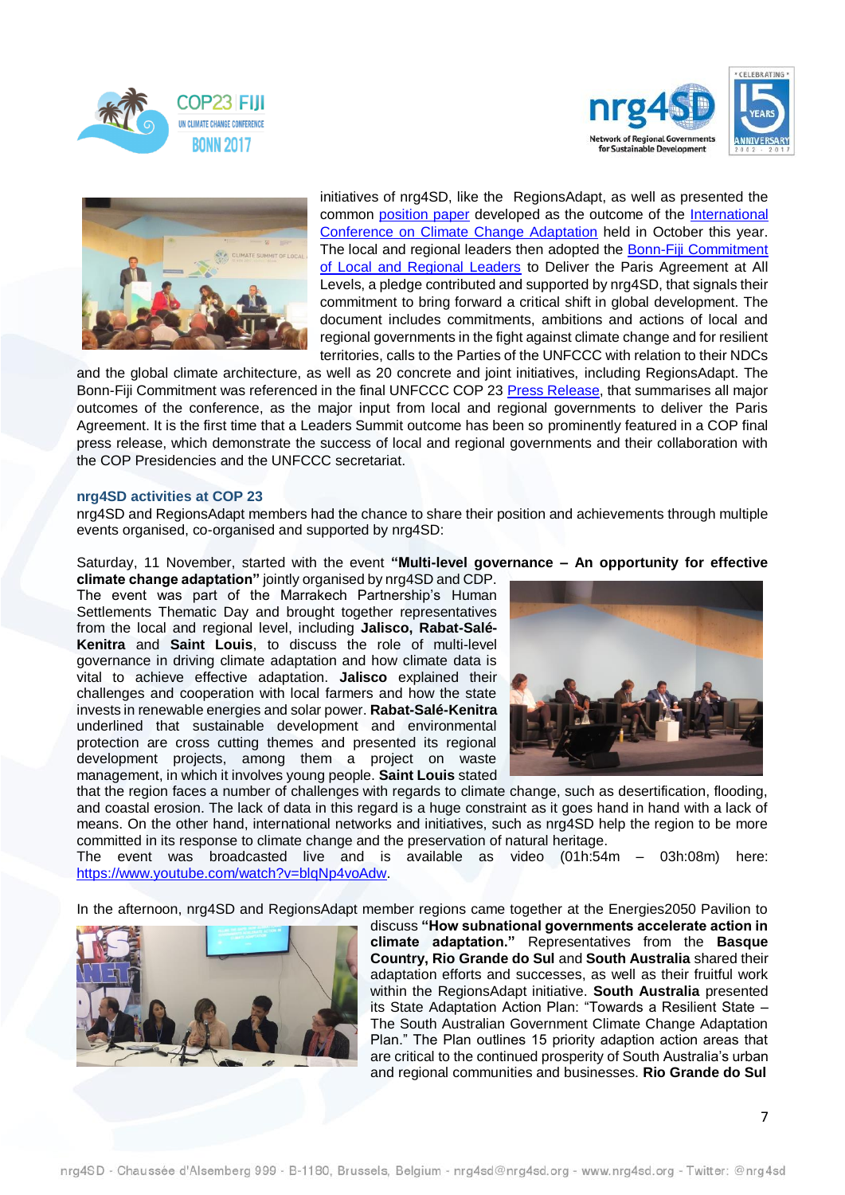initiatives of nrg4SD, like the RegionsAdapt, as well as presented the common position paper developed as the outcome of the International Conference on Climate Change Adaptation held in October this year. The local and regional leaders then adopted the Bonn-Fiji Commitment of Local and Regional Leaders to Deliver the Paris Agreement at All Levels, a pledge contributed and supported by nrg4SD, that signals their commitment to bring forward a critical shift in global development. The document includes commitments, ambitions and actions of local and regional governments in the fight against climate change and for resilient territories, calls to the Parties of the UNFCCC with relation to their NDCs and the global climate architecture, as well as 20 concrete and joint initiatives, including RegionsAdapt. The Bonn-Fiji Commitment was referenced in the final UNFCCC COP 23 Press Release, that summarises all major outcomes of the conference, as the major input from local and regional governments to deliver the Paris Agreement. It is the first time that a Leaders Summit outcome has been so prominently featured in a COP final press release, which demonstrate the success of local and regional governments and their collaboration with the COP Presidencies and the UNFCCC secretariat.

### nrg4SD activities at COP 23

nrg4SD and RegionsAdapt members had the chance to share their position and achievements through multiple events organised, co-organised and supported by nrg4SD:

Saturday, 11 November, started with the event **"Multi-level governance – An opportunity for effective climate change adaptation"** jointly organised by nrg4SD and CDP. The event was part of the Marrakech Partnership's Human Settlements Thematic Day and brought together representatives from the local and regional level, including **Jalisco, Rabat-Salé-Kenitra** and **Saint Louis**, to discuss the role of multi-level governance in driving climate adaptation and how climate data is vital to achieve effective adaptation. **Jalisco** explained their challenges and cooperation with local farmers and how the state invests in renewable energies and solar power. **Rabat-Salé-Kenitra** underlined that sustainable development and environmental protection are cross cutting themes and presented its regional development projects, among them a project on waste management, in which it involves young people. **Saint Louis** stated that the region faces a number of challenges with regards to climate change, such as desertification, flooding, and coastal erosion. The lack of data in this regard is a huge constraint as it goes hand in hand with a lack of means. On the other hand, international networks and initiatives, such as nrg4SD help the region to be more committed in its response to climate change and the preservation of natural heritage.

The event was broadcasted live and is available as video (01h:54m – 03h:08m) here: https://www.youtube.com/watch?v=blqNp4voAdw.

In the afternoon, nrg4SD and RegionsAdapt member regions came together at the Energies2050 Pavilion to discuss **"How subnational governments accelerate action in climate adaptation."** Representatives from the **Basque Country, Rio Grande do Sul** and **South Australia** shared their adaptation efforts and successes, as well as their fruitful work within the RegionsAdapt initiative. **South Australia** presented its State Adaptation Action Plan: "Towards a Resilient State – The South Australian Government Climate Change Adaptation Plan." The Plan outlines 15 priority adaption action areas that are critical to the continued prosperity of South Australia's urban and regional communities and businesses. **Rio Grande do Sul**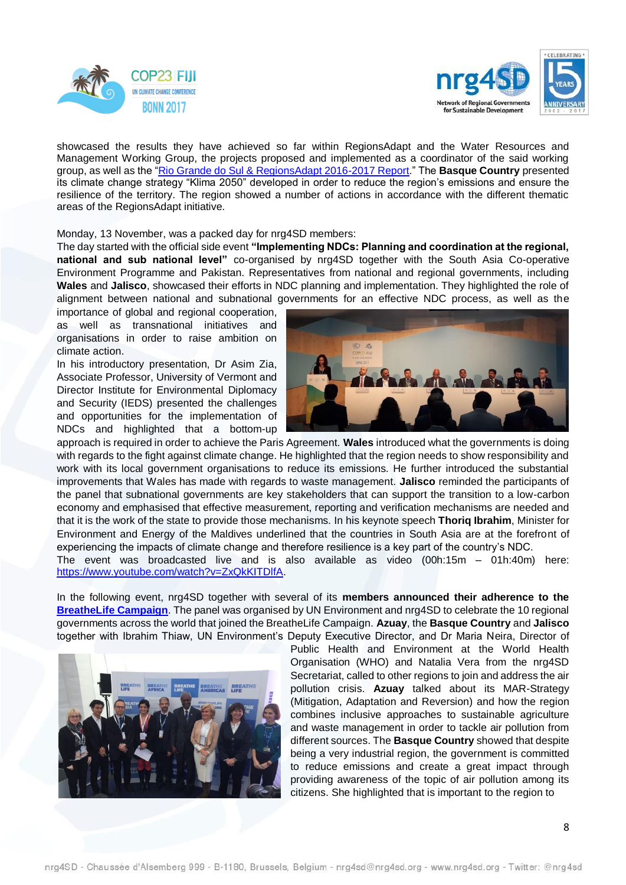showcased the results they have achieved so far within RegionsAdapt and the Water Resources and Management Working Group, the projects proposed and implemented as a coordinator of the said working group, as well as the "[Rio Grande do Sul & RegionsAdapt 2016-2017 Report](#)." The **Basque Country** presented its climate change strategy "Klima 2050" developed in order to reduce the region's emissions and ensure the resilience of the territory. The region showed a number of actions in accordance with the different thematic areas of the RegionsAdapt initiative.

Monday, 13 November, was a packed day for nrg4SD members:
The day started with the official side event **"Implementing NDCs: Planning and coordination at the regional, national and sub national level"** co-organised by nrg4SD together with the South Asia Co-operative Environment Programme and Pakistan. Representatives from national and regional governments, including **Wales** and **Jalisco**, showcased their efforts in NDC planning and implementation. They highlighted the role of alignment between national and subnational governments for an effective NDC process, as well as the importance of global and regional cooperation, as well as transnational initiatives and organisations in order to raise ambition on climate action.
In his introductory presentation, Dr Asim Zia, Associate Professor, University of Vermont and Director Institute for Environmental Diplomacy and Security (IEDS) presented the challenges and opportunities for the implementation of NDCs and highlighted that a bottom-up approach is required in order to achieve the Paris Agreement. **Wales** introduced what the governments is doing with regards to the fight against climate change. He highlighted that the region needs to show responsibility and work with its local government organisations to reduce its emissions. He further introduced the substantial improvements that Wales has made with regards to waste management. **Jalisco** reminded the participants of the panel that subnational governments are key stakeholders that can support the transition to a low-carbon economy and emphasised that effective measurement, reporting and verification mechanisms are needed and that it is the work of the state to provide those mechanisms. In his keynote speech **Thoriq Ibrahim**, Minister for Environment and Energy of the Maldives underlined that the countries in South Asia are at the forefront of experiencing the impacts of climate change and therefore resilience is a key part of the country's NDC.
The event was broadcasted live and is also available as video (00h:15m – 01h:40m) here: https://www.youtube.com/watch?v=ZxQkKITDlfA.

In the following event, nrg4SD together with several of its **members announced their adherence to the [BreatheLife Campaign](#)**. The panel was organised by UN Environment and nrg4SD to celebrate the 10 regional governments across the world that joined the BreatheLife Campaign. **Azuay**, the **Basque Country** and **Jalisco** together with Ibrahim Thiaw, UN Environment's Deputy Executive Director, and Dr Maria Neira, Director of Public Health and Environment at the World Health Organisation (WHO) and Natalia Vera from the nrg4SD Secretariat, called to other regions to join and address the air pollution crisis. **Azuay** talked about its MAR-Strategy (Mitigation, Adaptation and Reversion) and how the region combines inclusive approaches to sustainable agriculture and waste management in order to tackle air pollution from different sources. The **Basque Country** showed that despite being a very industrial region, the government is committed to reduce emissions and create a great impact through providing awareness of the topic of air pollution among its citizens. She highlighted that is important to the region to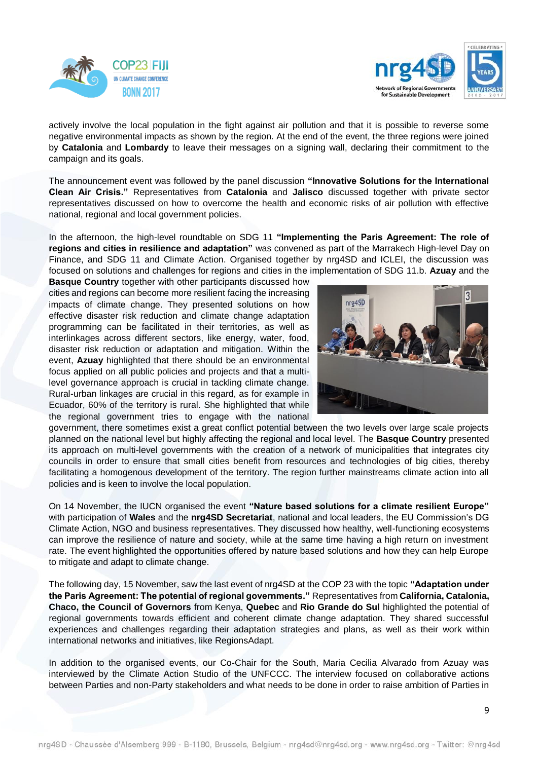actively involve the local population in the fight against air pollution and that it is possible to reverse some negative environmental impacts as shown by the region. At the end of the event, the three regions were joined by **Catalonia** and **Lombardy** to leave their messages on a signing wall, declaring their commitment to the campaign and its goals.

The announcement event was followed by the panel discussion **"Innovative Solutions for the International Clean Air Crisis."** Representatives from **Catalonia** and **Jalisco** discussed together with private sector representatives discussed on how to overcome the health and economic risks of air pollution with effective national, regional and local government policies.

In the afternoon, the high-level roundtable on SDG 11 **"Implementing the Paris Agreement: The role of regions and cities in resilience and adaptation"** was convened as part of the Marrakech High-level Day on Finance, and SDG 11 and Climate Action. Organised together by nrg4SD and ICLEI, the discussion was focused on solutions and challenges for regions and cities in the implementation of SDG 11.b. **Azuay** and the **Basque Country** together with other participants discussed how cities and regions can become more resilient facing the increasing impacts of climate change. They presented solutions on how effective disaster risk reduction and climate change adaptation programming can be facilitated in their territories, as well as interlinkages across different sectors, like energy, water, food, disaster risk reduction or adaptation and mitigation. Within the event, **Azuay** highlighted that there should be an environmental focus applied on all public policies and projects and that a multi-level governance approach is crucial in tackling climate change. Rural-urban linkages are crucial in this regard, as for example in Ecuador, 60% of the territory is rural. She highlighted that while the regional government tries to engage with the national government, there sometimes exist a great conflict potential between the two levels over large scale projects planned on the national level but highly affecting the regional and local level. The **Basque Country** presented its approach on multi-level governments with the creation of a network of municipalities that integrates city councils in order to ensure that small cities benefit from resources and technologies of big cities, thereby facilitating a homogenous development of the territory. The region further mainstreams climate action into all policies and is keen to involve the local population.

On 14 November, the IUCN organised the event **"Nature based solutions for a climate resilient Europe"** with participation of **Wales** and the **nrg4SD Secretariat**, national and local leaders, the EU Commission's DG Climate Action, NGO and business representatives. They discussed how healthy, well-functioning ecosystems can improve the resilience of nature and society, while at the same time having a high return on investment rate. The event highlighted the opportunities offered by nature based solutions and how they can help Europe to mitigate and adapt to climate change.

The following day, 15 November, saw the last event of nrg4SD at the COP 23 with the topic **"Adaptation under the Paris Agreement: The potential of regional governments."** Representatives from **California, Catalonia, Chaco, the Council of Governors** from Kenya, **Quebec** and **Rio Grande do Sul** highlighted the potential of regional governments towards efficient and coherent climate change adaptation. They shared successful experiences and challenges regarding their adaptation strategies and plans, as well as their work within international networks and initiatives, like RegionsAdapt.

In addition to the organised events, our Co-Chair for the South, Maria Cecilia Alvarado from Azuay was interviewed by the Climate Action Studio of the UNFCCC. The interview focused on collaborative actions between Parties and non-Party stakeholders and what needs to be done in order to raise ambition of Parties in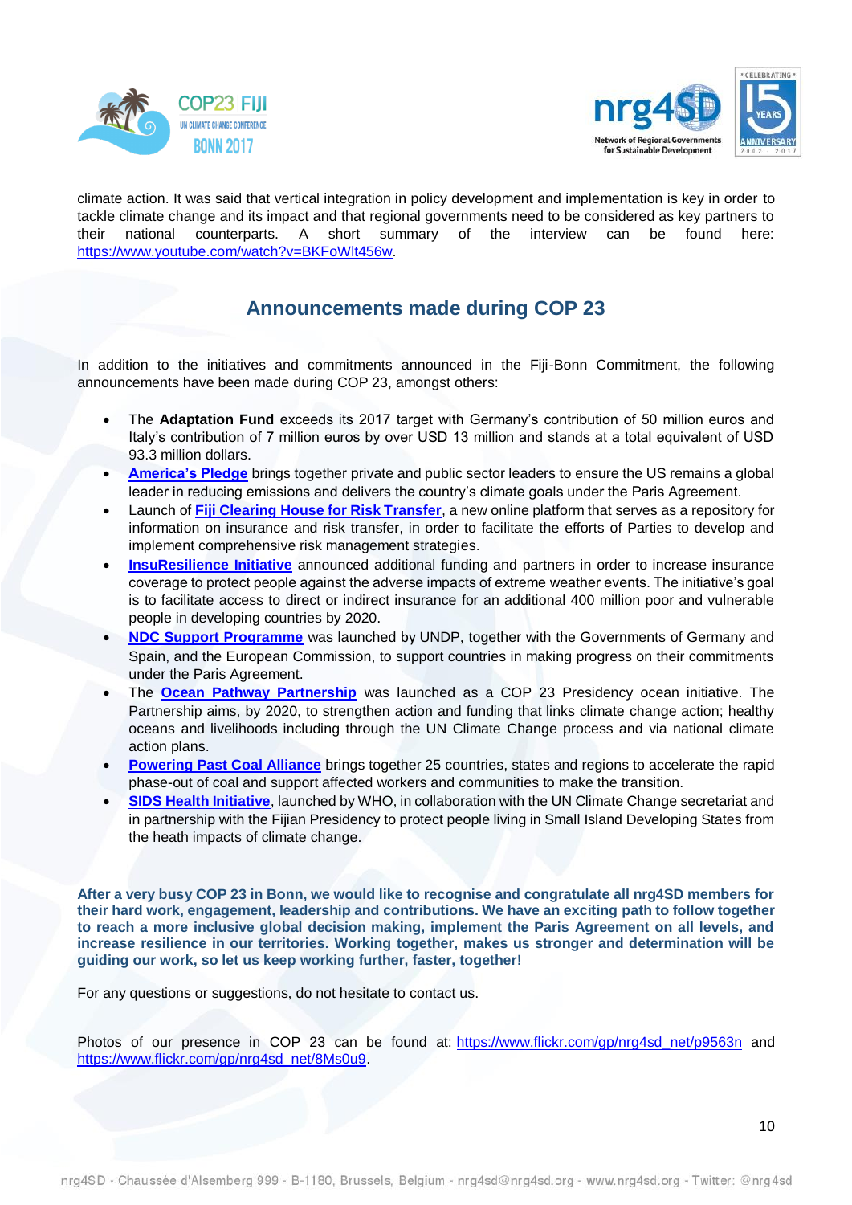climate action. It was said that vertical integration in policy development and implementation is key in order to tackle climate change and its impact and that regional governments need to be considered as key partners to their national counterparts. A short summary of the interview can be found here: https://www.youtube.com/watch?v=BKFoWlt456w.

## Announcements made during COP 23

In addition to the initiatives and commitments announced in the Fiji-Bonn Commitment, the following announcements have been made during COP 23, amongst others:

- The **Adaptation Fund** exceeds its 2017 target with Germany's contribution of 50 million euros and Italy's contribution of 7 million euros by over USD 13 million and stands at a total equivalent of USD 93.3 million dollars.
- **America's Pledge** brings together private and public sector leaders to ensure the US remains a global leader in reducing emissions and delivers the country's climate goals under the Paris Agreement.
- Launch of **Fiji Clearing House for Risk Transfer**, a new online platform that serves as a repository for information on insurance and risk transfer, in order to facilitate the efforts of Parties to develop and implement comprehensive risk management strategies.
- **InsuResilience Initiative** announced additional funding and partners in order to increase insurance coverage to protect people against the adverse impacts of extreme weather events. The initiative's goal is to facilitate access to direct or indirect insurance for an additional 400 million poor and vulnerable people in developing countries by 2020.
- **NDC Support Programme** was launched by UNDP, together with the Governments of Germany and Spain, and the European Commission, to support countries in making progress on their commitments under the Paris Agreement.
- The **Ocean Pathway Partnership** was launched as a COP 23 Presidency ocean initiative. The Partnership aims, by 2020, to strengthen action and funding that links climate change action; healthy oceans and livelihoods including through the UN Climate Change process and via national climate action plans.
- **Powering Past Coal Alliance** brings together 25 countries, states and regions to accelerate the rapid phase-out of coal and support affected workers and communities to make the transition.
- **SIDS Health Initiative**, launched by WHO, in collaboration with the UN Climate Change secretariat and in partnership with the Fijian Presidency to protect people living in Small Island Developing States from the heath impacts of climate change.

**After a very busy COP 23 in Bonn, we would like to recognise and congratulate all nrg4SD members for their hard work, engagement, leadership and contributions. We have an exciting path to follow together to reach a more inclusive global decision making, implement the Paris Agreement on all levels, and increase resilience in our territories. Working together, makes us stronger and determination will be guiding our work, so let us keep working further, faster, together!**

For any questions or suggestions, do not hesitate to contact us.

Photos of our presence in COP 23 can be found at: https://www.flickr.com/gp/nrg4sd_net/p9563n and https://www.flickr.com/gp/nrg4sd_net/8Ms0u9.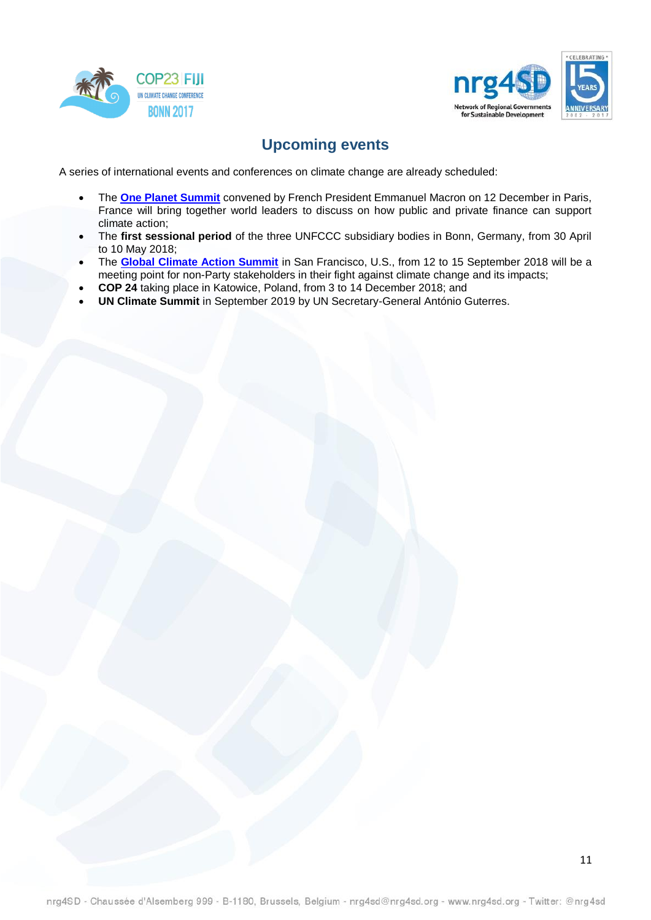## Upcoming events

A series of international events and conferences on climate change are already scheduled:

- The **One Planet Summit** convened by French President Emmanuel Macron on 12 December in Paris, France will bring together world leaders to discuss on how public and private finance can support climate action;
- The **first sessional period** of the three UNFCCC subsidiary bodies in Bonn, Germany, from 30 April to 10 May 2018;
- The **Global Climate Action Summit** in San Francisco, U.S., from 12 to 15 September 2018 will be a meeting point for non-Party stakeholders in their fight against climate change and its impacts;
- **COP 24** taking place in Katowice, Poland, from 3 to 14 December 2018; and
- **UN Climate Summit** in September 2019 by UN Secretary-General António Guterres.